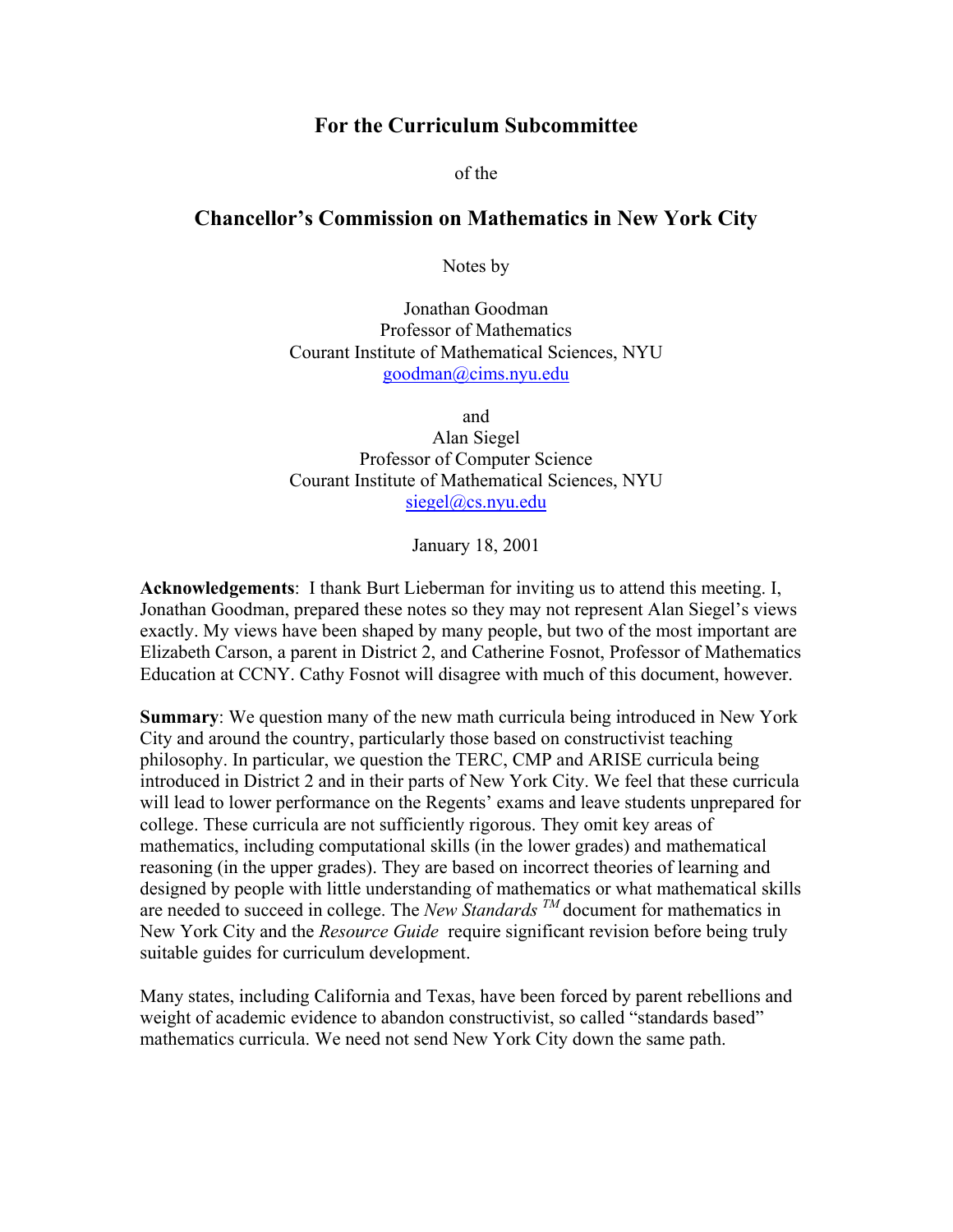## For the Curriculum Subcommittee

of the

## Chancellor's Commission on Mathematics in New York City

Notes by

Jonathan Goodman
Professor of Mathematics
Courant Institute of Mathematical Sciences, NYU
goodman@cims.nyu.edu

and
Alan Siegel
Professor of Computer Science
Courant Institute of Mathematical Sciences, NYU
siegel@cs.nyu.edu

January 18, 2001

**Acknowledgements**: I thank Burt Lieberman for inviting us to attend this meeting. I, Jonathan Goodman, prepared these notes so they may not represent Alan Siegel's views exactly. My views have been shaped by many people, but two of the most important are Elizabeth Carson, a parent in District 2, and Catherine Fosnot, Professor of Mathematics Education at CCNY. Cathy Fosnot will disagree with much of this document, however.

**Summary**: We question many of the new math curricula being introduced in New York City and around the country, particularly those based on constructivist teaching philosophy. In particular, we question the TERC, CMP and ARISE curricula being introduced in District 2 and in their parts of New York City. We feel that these curricula will lead to lower performance on the Regents' exams and leave students unprepared for college. These curricula are not sufficiently rigorous. They omit key areas of mathematics, including computational skills (in the lower grades) and mathematical reasoning (in the upper grades). They are based on incorrect theories of learning and designed by people with little understanding of mathematics or what mathematical skills are needed to succeed in college. The *New Standards* ™ document for mathematics in New York City and the *Resource Guide* require significant revision before being truly suitable guides for curriculum development.

Many states, including California and Texas, have been forced by parent rebellions and weight of academic evidence to abandon constructivist, so called "standards based" mathematics curricula. We need not send New York City down the same path.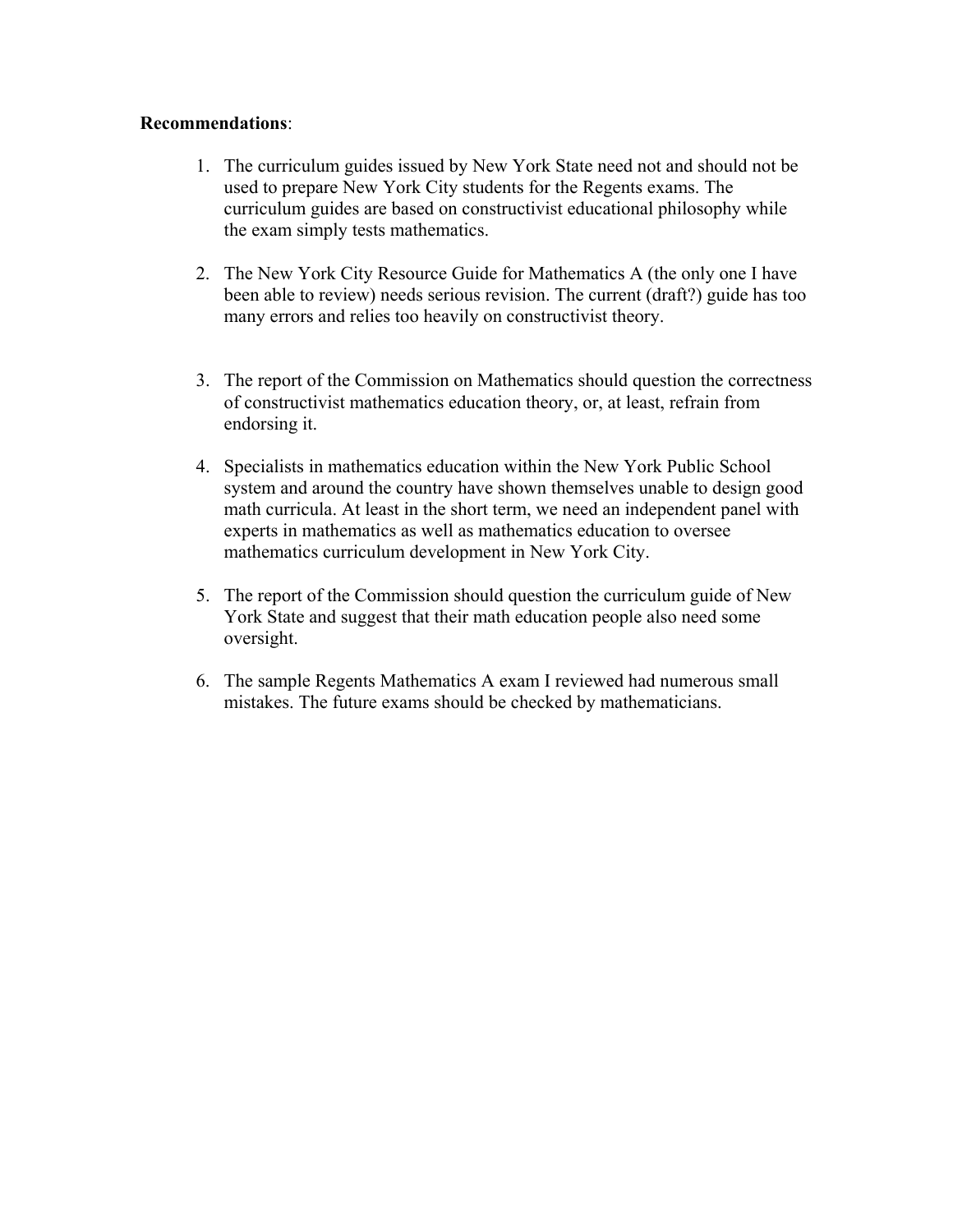**Recommendations**:

1. The curriculum guides issued by New York State need not and should not be used to prepare New York City students for the Regents exams. The curriculum guides are based on constructivist educational philosophy while the exam simply tests mathematics.

2. The New York City Resource Guide for Mathematics A (the only one I have been able to review) needs serious revision. The current (draft?) guide has too many errors and relies too heavily on constructivist theory.

3. The report of the Commission on Mathematics should question the correctness of constructivist mathematics education theory, or, at least, refrain from endorsing it.

4. Specialists in mathematics education within the New York Public School system and around the country have shown themselves unable to design good math curricula. At least in the short term, we need an independent panel with experts in mathematics as well as mathematics education to oversee mathematics curriculum development in New York City.

5. The report of the Commission should question the curriculum guide of New York State and suggest that their math education people also need some oversight.

6. The sample Regents Mathematics A exam I reviewed had numerous small mistakes. The future exams should be checked by mathematicians.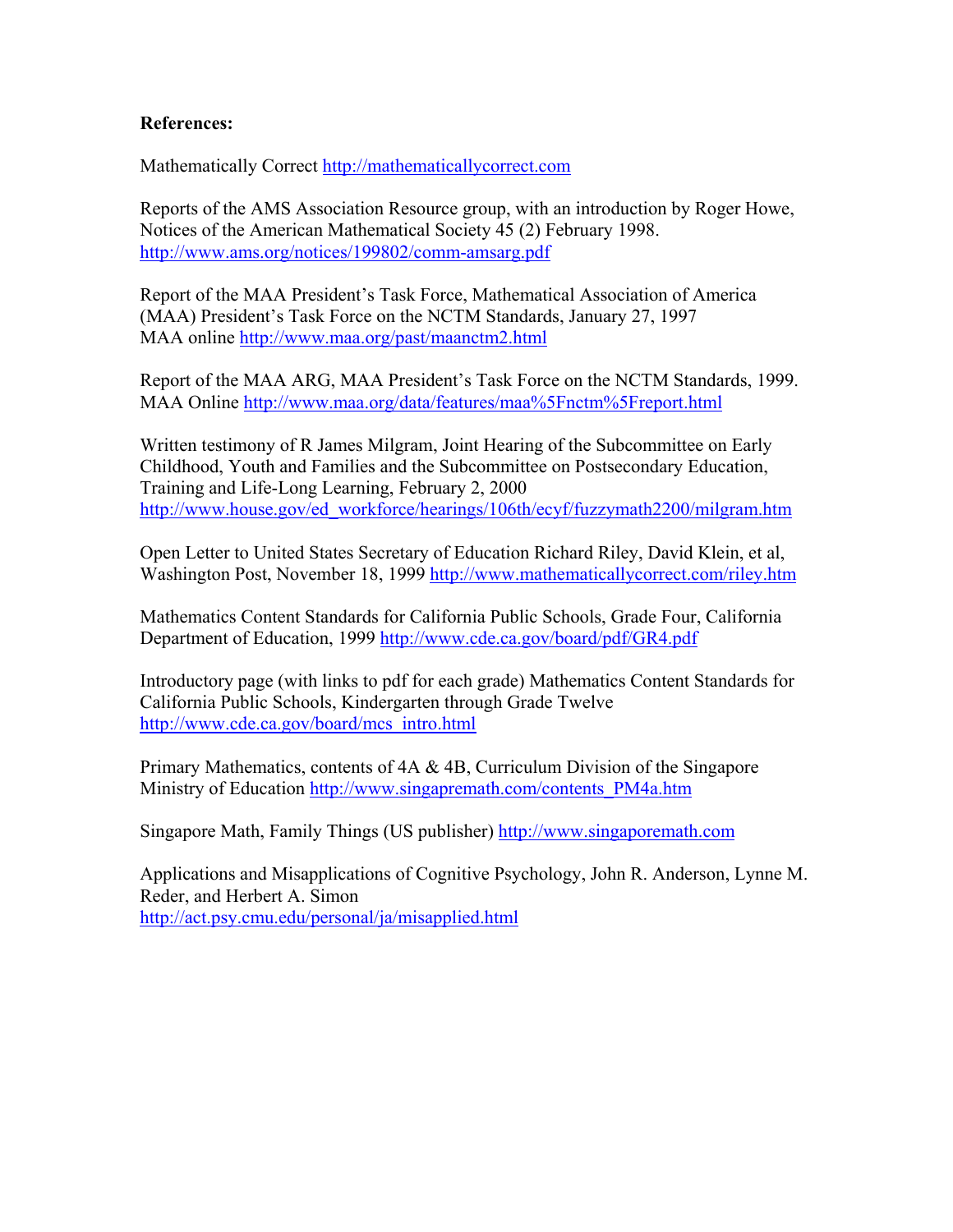**References:**

Mathematically Correct http://mathematicallycorrect.com

Reports of the AMS Association Resource group, with an introduction by Roger Howe, Notices of the American Mathematical Society 45 (2) February 1998. http://www.ams.org/notices/199802/comm-amsarg.pdf

Report of the MAA President's Task Force, Mathematical Association of America (MAA) President's Task Force on the NCTM Standards, January 27, 1997 MAA online http://www.maa.org/past/maanctm2.html

Report of the MAA ARG, MAA President's Task Force on the NCTM Standards, 1999. MAA Online http://www.maa.org/data/features/maa%5Fnctm%5Freport.html

Written testimony of R James Milgram, Joint Hearing of the Subcommittee on Early Childhood, Youth and Families and the Subcommittee on Postsecondary Education, Training and Life-Long Learning, February 2, 2000 http://www.house.gov/ed_workforce/hearings/106th/ecyf/fuzzymath2200/milgram.htm

Open Letter to United States Secretary of Education Richard Riley, David Klein, et al, Washington Post, November 18, 1999 http://www.mathematicallycorrect.com/riley.htm

Mathematics Content Standards for California Public Schools, Grade Four, California Department of Education, 1999 http://www.cde.ca.gov/board/pdf/GR4.pdf

Introductory page (with links to pdf for each grade) Mathematics Content Standards for California Public Schools, Kindergarten through Grade Twelve http://www.cde.ca.gov/board/mcs_intro.html

Primary Mathematics, contents of 4A & 4B, Curriculum Division of the Singapore Ministry of Education http://www.singaporemath.com/contents_PM4a.htm

Singapore Math, Family Things (US publisher) http://www.singaporemath.com

Applications and Misapplications of Cognitive Psychology, John R. Anderson, Lynne M. Reder, and Herbert A. Simon http://act.psy.cmu.edu/personal/ja/misapplied.html